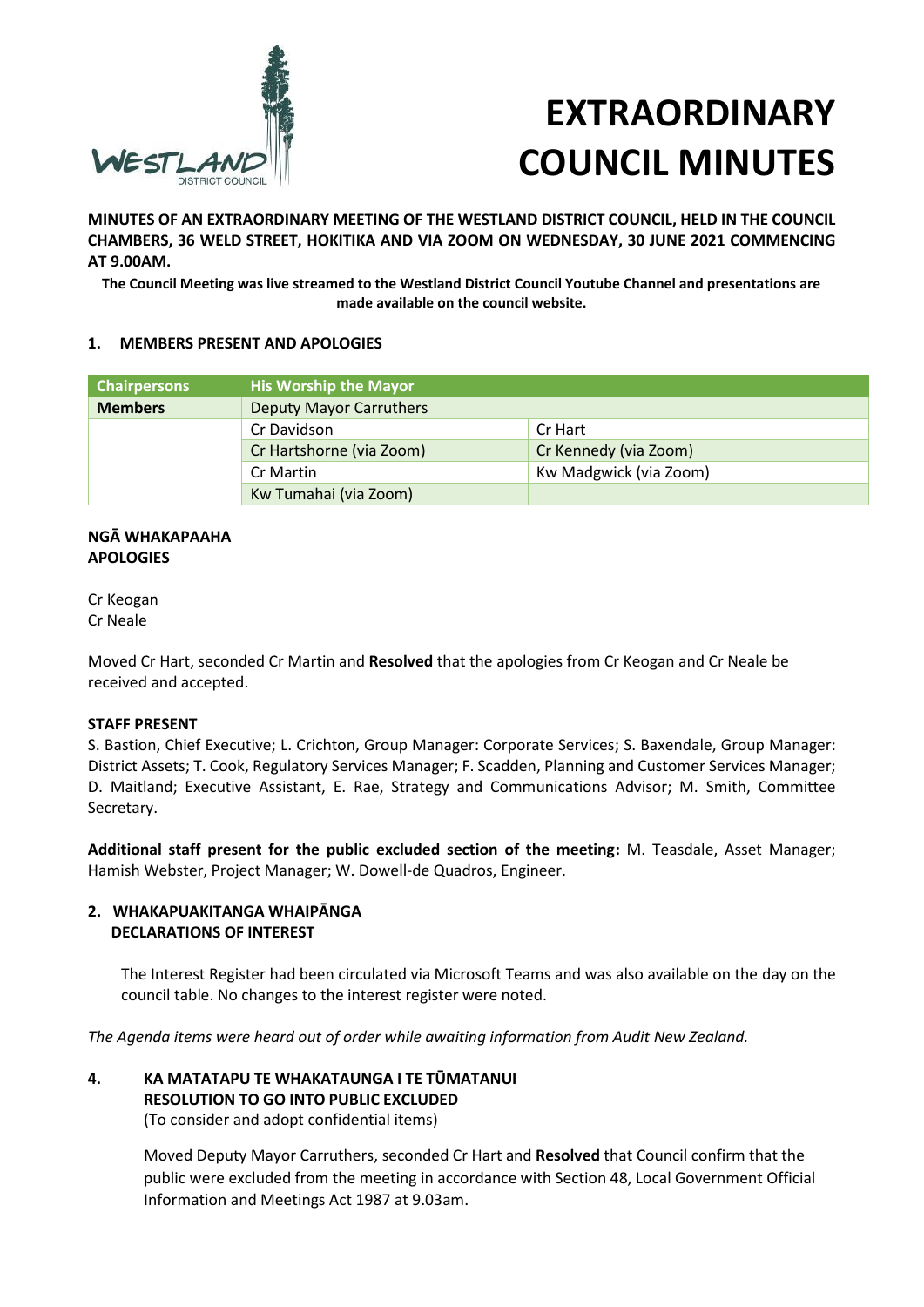# EXTRAORDINARY COUNCIL MINUTES

**MINUTES OF AN EXTRAORDINARY MEETING OF THE WESTLAND DISTRICT COUNCIL, HELD IN THE COUNCIL CHAMBERS, 36 WELD STREET, HOKITIKA AND VIA ZOOM ON WEDNESDAY, 30 JUNE 2021 COMMENCING AT 9.00AM.**

**The Council Meeting was live streamed to the Westland District Council Youtube Channel and presentations are made available on the council website.**

## 1. MEMBERS PRESENT AND APOLOGIES

| Chairpersons | His Worship the Mayor | |
|---|---|---|
| **Members** | Deputy Mayor Carruthers | |
| | Cr Davidson | Cr Hart |
| | Cr Hartshorne (via Zoom) | Cr Kennedy (via Zoom) |
| | Cr Martin | Kw Madgwick (via Zoom) |
| | Kw Tumahai (via Zoom) | |

**NGĀ WHAKAPAAHA**
**APOLOGIES**

Cr Keogan
Cr Neale

Moved Cr Hart, seconded Cr Martin and **Resolved** that the apologies from Cr Keogan and Cr Neale be received and accepted.

**STAFF PRESENT**

S. Bastion, Chief Executive; L. Crichton, Group Manager: Corporate Services; S. Baxendale, Group Manager: District Assets; T. Cook, Regulatory Services Manager; F. Scadden, Planning and Customer Services Manager; D. Maitland; Executive Assistant, E. Rae, Strategy and Communications Advisor; M. Smith, Committee Secretary.

**Additional staff present for the public excluded section of the meeting:** M. Teasdale, Asset Manager; Hamish Webster, Project Manager; W. Dowell-de Quadros, Engineer.

## 2. WHAKAPUAKITANGA WHAIPĀNGA
**DECLARATIONS OF INTEREST**

The Interest Register had been circulated via Microsoft Teams and was also available on the day on the council table. No changes to the interest register were noted.

*The Agenda items were heard out of order while awaiting information from Audit New Zealand.*

## 4. KA MATATAPU TE WHAKATAUNGA I TE TŪMATANUI
**RESOLUTION TO GO INTO PUBLIC EXCLUDED**
(To consider and adopt confidential items)

Moved Deputy Mayor Carruthers, seconded Cr Hart and **Resolved** that Council confirm that the public were excluded from the meeting in accordance with Section 48, Local Government Official Information and Meetings Act 1987 at 9.03am.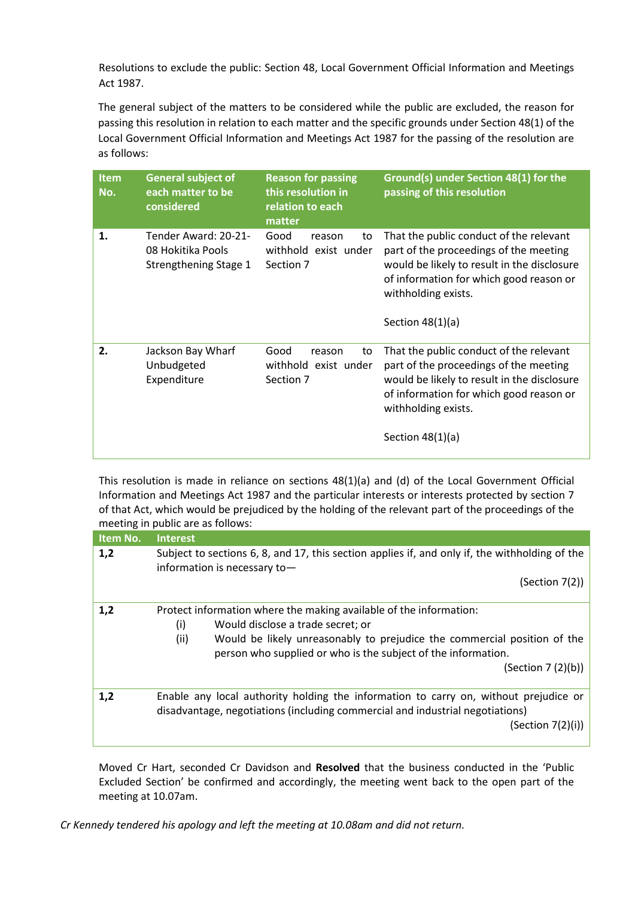Resolutions to exclude the public: Section 48, Local Government Official Information and Meetings Act 1987.

The general subject of the matters to be considered while the public are excluded, the reason for passing this resolution in relation to each matter and the specific grounds under Section 48(1) of the Local Government Official Information and Meetings Act 1987 for the passing of the resolution are as follows:

| Item No. | General subject of each matter to be considered | Reason for passing this resolution in relation to each matter | Ground(s) under Section 48(1) for the passing of this resolution |
|---|---|---|---|
| 1. | Tender Award: 20-21-08 Hokitika Pools Strengthening Stage 1 | Good reason to withhold exist under Section 7 | That the public conduct of the relevant part of the proceedings of the meeting would be likely to result in the disclosure of information for which good reason or withholding exists.<br><br>Section 48(1)(a) |
| 2. | Jackson Bay Wharf Unbudgeted Expenditure | Good reason to withhold exist under Section 7 | That the public conduct of the relevant part of the proceedings of the meeting would be likely to result in the disclosure of information for which good reason or withholding exists.<br><br>Section 48(1)(a) |

This resolution is made in reliance on sections 48(1)(a) and (d) of the Local Government Official Information and Meetings Act 1987 and the particular interests or interests protected by section 7 of that Act, which would be prejudiced by the holding of the relevant part of the proceedings of the meeting in public are as follows:

| Item No. | Interest |
|---|---|
| 1,2 | Subject to sections 6, 8, and 17, this section applies if, and only if, the withholding of the information is necessary to— (Section 7(2)) |
| 1,2 | Protect information where the making available of the information: (i) Would disclose a trade secret; or (ii) Would be likely unreasonably to prejudice the commercial position of the person who supplied or who is the subject of the information. (Section 7 (2)(b)) |
| 1,2 | Enable any local authority holding the information to carry on, without prejudice or disadvantage, negotiations (including commercial and industrial negotiations) (Section 7(2)(i)) |

Moved Cr Hart, seconded Cr Davidson and **Resolved** that the business conducted in the 'Public Excluded Section' be confirmed and accordingly, the meeting went back to the open part of the meeting at 10.07am.

*Cr Kennedy tendered his apology and left the meeting at 10.08am and did not return.*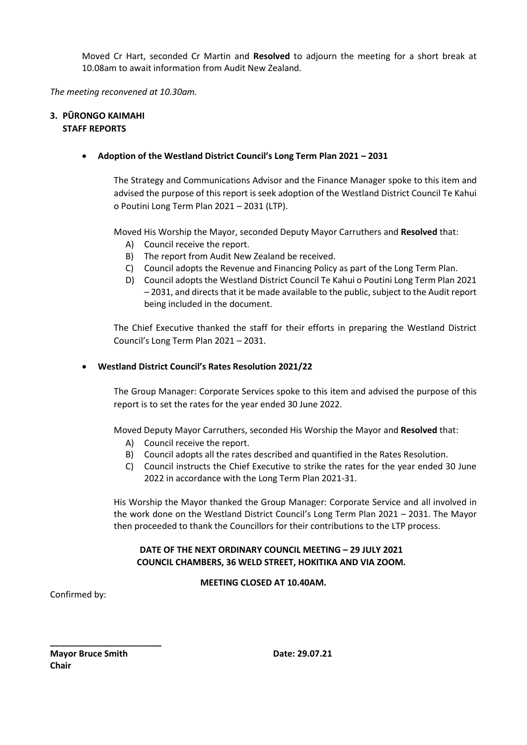Moved Cr Hart, seconded Cr Martin and **Resolved** to adjourn the meeting for a short break at 10.08am to await information from Audit New Zealand.

*The meeting reconvened at 10.30am.*

## 3. PŪRONGO KAIMAHI
## STAFF REPORTS

- **Adoption of the Westland District Council's Long Term Plan 2021 – 2031**

The Strategy and Communications Advisor and the Finance Manager spoke to this item and advised the purpose of this report is seek adoption of the Westland District Council Te Kahui o Poutini Long Term Plan 2021 – 2031 (LTP).

Moved His Worship the Mayor, seconded Deputy Mayor Carruthers and **Resolved** that:

A) Council receive the report.
B) The report from Audit New Zealand be received.
C) Council adopts the Revenue and Financing Policy as part of the Long Term Plan.
D) Council adopts the Westland District Council Te Kahui o Poutini Long Term Plan 2021 – 2031, and directs that it be made available to the public, subject to the Audit report being included in the document.

The Chief Executive thanked the staff for their efforts in preparing the Westland District Council's Long Term Plan 2021 – 2031.

- **Westland District Council's Rates Resolution 2021/22**

The Group Manager: Corporate Services spoke to this item and advised the purpose of this report is to set the rates for the year ended 30 June 2022.

Moved Deputy Mayor Carruthers, seconded His Worship the Mayor and **Resolved** that:

A) Council receive the report.
B) Council adopts all the rates described and quantified in the Rates Resolution.
C) Council instructs the Chief Executive to strike the rates for the year ended 30 June 2022 in accordance with the Long Term Plan 2021-31.

His Worship the Mayor thanked the Group Manager: Corporate Service and all involved in the work done on the Westland District Council's Long Term Plan 2021 – 2031. The Mayor then proceeded to thank the Councillors for their contributions to the LTP process.

**DATE OF THE NEXT ORDINARY COUNCIL MEETING – 29 JULY 2021**
**COUNCIL CHAMBERS, 36 WELD STREET, HOKITIKA AND VIA ZOOM.**

**MEETING CLOSED AT 10.40AM.**

Confirmed by:

\_\_\_\_\_\_\_\_\_\_\_\_\_\_\_\_\_\_\_\_\_\_\_\_

**Mayor Bruce Smith** **Date: 29.07.21**
**Chair**